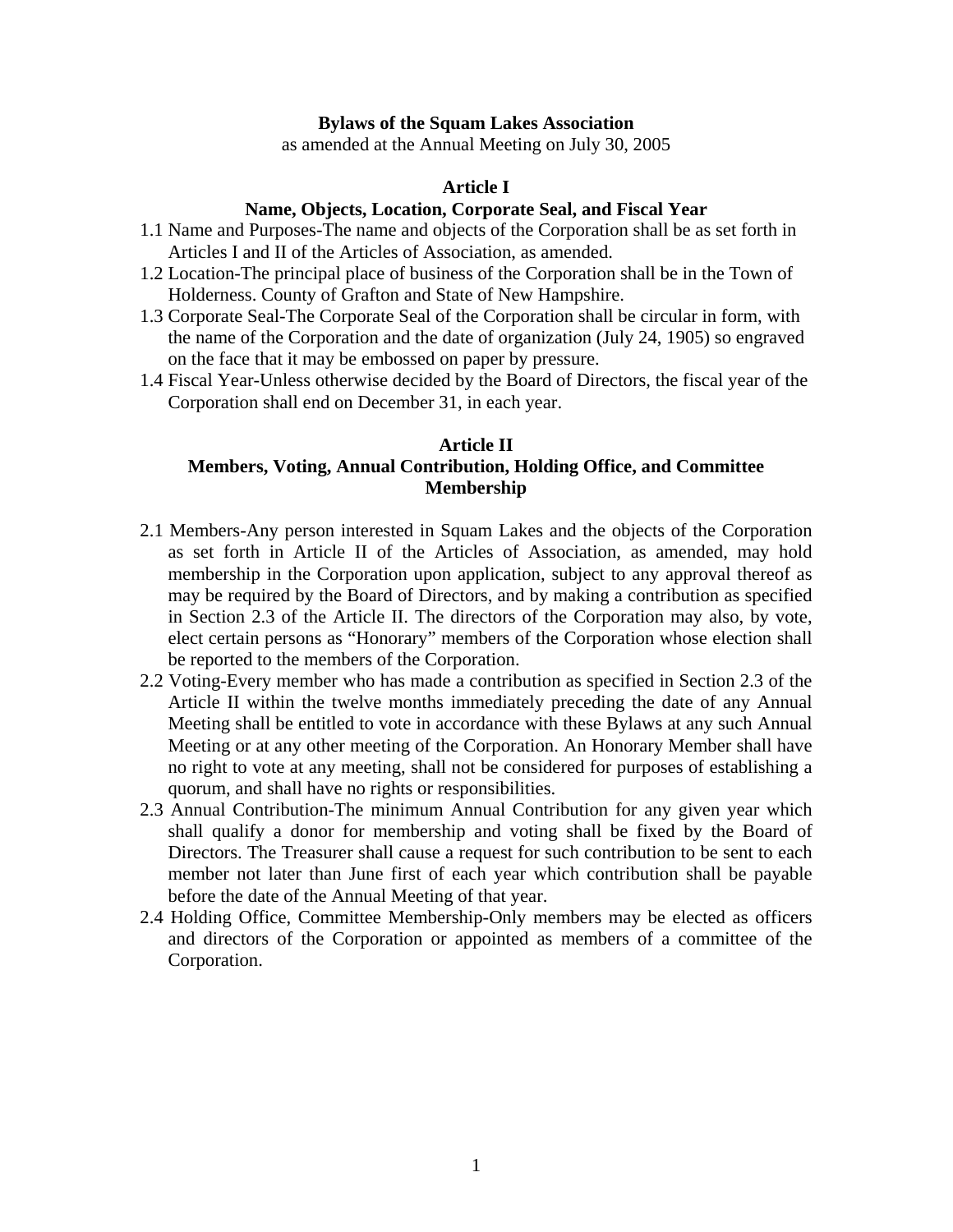**Bylaws of the Squam Lakes Association**

as amended at the Annual Meeting on July 30, 2005

## Article I

## Name, Objects, Location, Corporate Seal, and Fiscal Year

1.1 Name and Purposes-The name and objects of the Corporation shall be as set forth in Articles I and II of the Articles of Association, as amended.

1.2 Location-The principal place of business of the Corporation shall be in the Town of Holderness. County of Grafton and State of New Hampshire.

1.3 Corporate Seal-The Corporate Seal of the Corporation shall be circular in form, with the name of the Corporation and the date of organization (July 24, 1905) so engraved on the face that it may be embossed on paper by pressure.

1.4 Fiscal Year-Unless otherwise decided by the Board of Directors, the fiscal year of the Corporation shall end on December 31, in each year.

## Article II

## Members, Voting, Annual Contribution, Holding Office, and Committee Membership

2.1 Members-Any person interested in Squam Lakes and the objects of the Corporation as set forth in Article II of the Articles of Association, as amended, may hold membership in the Corporation upon application, subject to any approval thereof as may be required by the Board of Directors, and by making a contribution as specified in Section 2.3 of the Article II. The directors of the Corporation may also, by vote, elect certain persons as "Honorary" members of the Corporation whose election shall be reported to the members of the Corporation.

2.2 Voting-Every member who has made a contribution as specified in Section 2.3 of the Article II within the twelve months immediately preceding the date of any Annual Meeting shall be entitled to vote in accordance with these Bylaws at any such Annual Meeting or at any other meeting of the Corporation. An Honorary Member shall have no right to vote at any meeting, shall not be considered for purposes of establishing a quorum, and shall have no rights or responsibilities.

2.3 Annual Contribution-The minimum Annual Contribution for any given year which shall qualify a donor for membership and voting shall be fixed by the Board of Directors. The Treasurer shall cause a request for such contribution to be sent to each member not later than June first of each year which contribution shall be payable before the date of the Annual Meeting of that year.

2.4 Holding Office, Committee Membership-Only members may be elected as officers and directors of the Corporation or appointed as members of a committee of the Corporation.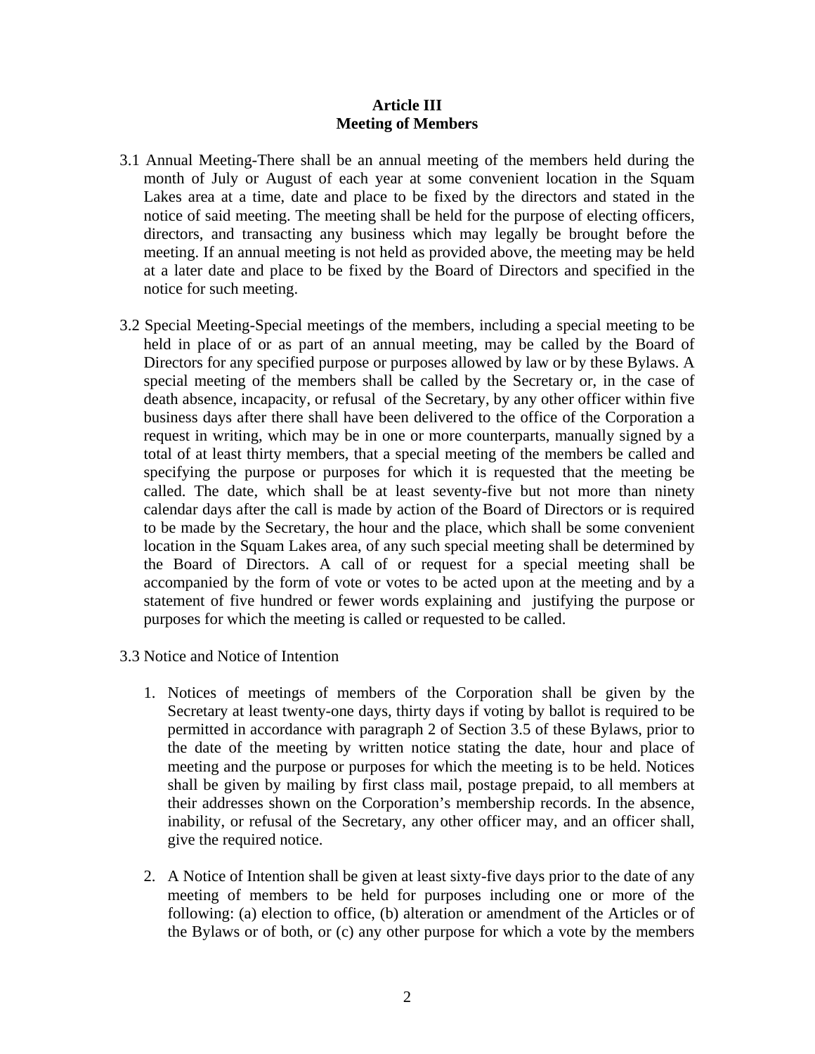## Article III
## Meeting of Members

3.1 Annual Meeting-There shall be an annual meeting of the members held during the month of July or August of each year at some convenient location in the Squam Lakes area at a time, date and place to be fixed by the directors and stated in the notice of said meeting. The meeting shall be held for the purpose of electing officers, directors, and transacting any business which may legally be brought before the meeting. If an annual meeting is not held as provided above, the meeting may be held at a later date and place to be fixed by the Board of Directors and specified in the notice for such meeting.

3.2 Special Meeting-Special meetings of the members, including a special meeting to be held in place of or as part of an annual meeting, may be called by the Board of Directors for any specified purpose or purposes allowed by law or by these Bylaws. A special meeting of the members shall be called by the Secretary or, in the case of death absence, incapacity, or refusal of the Secretary, by any other officer within five business days after there shall have been delivered to the office of the Corporation a request in writing, which may be in one or more counterparts, manually signed by a total of at least thirty members, that a special meeting of the members be called and specifying the purpose or purposes for which it is requested that the meeting be called. The date, which shall be at least seventy-five but not more than ninety calendar days after the call is made by action of the Board of Directors or is required to be made by the Secretary, the hour and the place, which shall be some convenient location in the Squam Lakes area, of any such special meeting shall be determined by the Board of Directors. A call of or request for a special meeting shall be accompanied by the form of vote or votes to be acted upon at the meeting and by a statement of five hundred or fewer words explaining and justifying the purpose or purposes for which the meeting is called or requested to be called.

3.3 Notice and Notice of Intention

1. Notices of meetings of members of the Corporation shall be given by the Secretary at least twenty-one days, thirty days if voting by ballot is required to be permitted in accordance with paragraph 2 of Section 3.5 of these Bylaws, prior to the date of the meeting by written notice stating the date, hour and place of meeting and the purpose or purposes for which the meeting is to be held. Notices shall be given by mailing by first class mail, postage prepaid, to all members at their addresses shown on the Corporation's membership records. In the absence, inability, or refusal of the Secretary, any other officer may, and an officer shall, give the required notice.

2. A Notice of Intention shall be given at least sixty-five days prior to the date of any meeting of members to be held for purposes including one or more of the following: (a) election to office, (b) alteration or amendment of the Articles or of the Bylaws or of both, or (c) any other purpose for which a vote by the members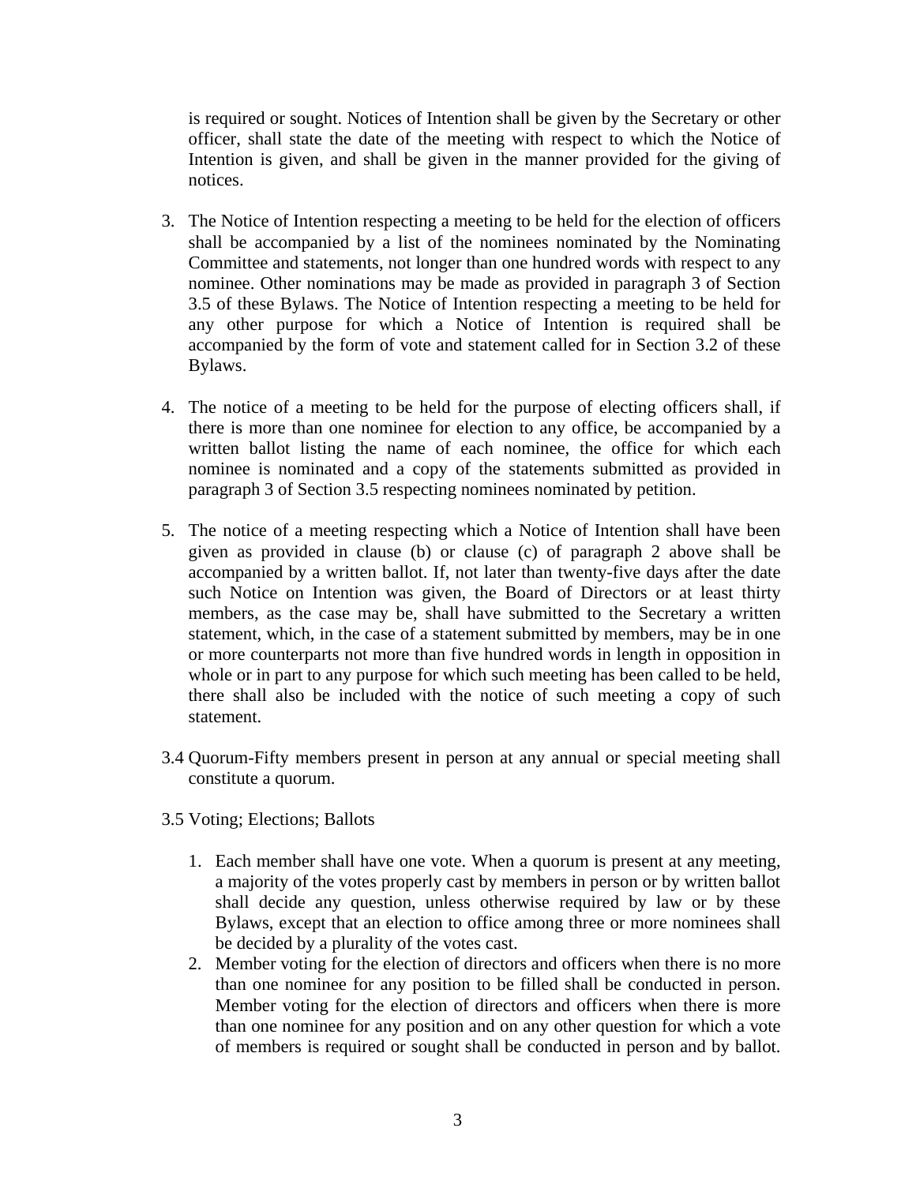is required or sought. Notices of Intention shall be given by the Secretary or other officer, shall state the date of the meeting with respect to which the Notice of Intention is given, and shall be given in the manner provided for the giving of notices.

3. The Notice of Intention respecting a meeting to be held for the election of officers shall be accompanied by a list of the nominees nominated by the Nominating Committee and statements, not longer than one hundred words with respect to any nominee. Other nominations may be made as provided in paragraph 3 of Section 3.5 of these Bylaws. The Notice of Intention respecting a meeting to be held for any other purpose for which a Notice of Intention is required shall be accompanied by the form of vote and statement called for in Section 3.2 of these Bylaws.

4. The notice of a meeting to be held for the purpose of electing officers shall, if there is more than one nominee for election to any office, be accompanied by a written ballot listing the name of each nominee, the office for which each nominee is nominated and a copy of the statements submitted as provided in paragraph 3 of Section 3.5 respecting nominees nominated by petition.

5. The notice of a meeting respecting which a Notice of Intention shall have been given as provided in clause (b) or clause (c) of paragraph 2 above shall be accompanied by a written ballot. If, not later than twenty-five days after the date such Notice on Intention was given, the Board of Directors or at least thirty members, as the case may be, shall have submitted to the Secretary a written statement, which, in the case of a statement submitted by members, may be in one or more counterparts not more than five hundred words in length in opposition in whole or in part to any purpose for which such meeting has been called to be held, there shall also be included with the notice of such meeting a copy of such statement.

3.4 Quorum-Fifty members present in person at any annual or special meeting shall constitute a quorum.

3.5 Voting; Elections; Ballots

1. Each member shall have one vote. When a quorum is present at any meeting, a majority of the votes properly cast by members in person or by written ballot shall decide any question, unless otherwise required by law or by these Bylaws, except that an election to office among three or more nominees shall be decided by a plurality of the votes cast.
2. Member voting for the election of directors and officers when there is no more than one nominee for any position to be filled shall be conducted in person. Member voting for the election of directors and officers when there is more than one nominee for any position and on any other question for which a vote of members is required or sought shall be conducted in person and by ballot.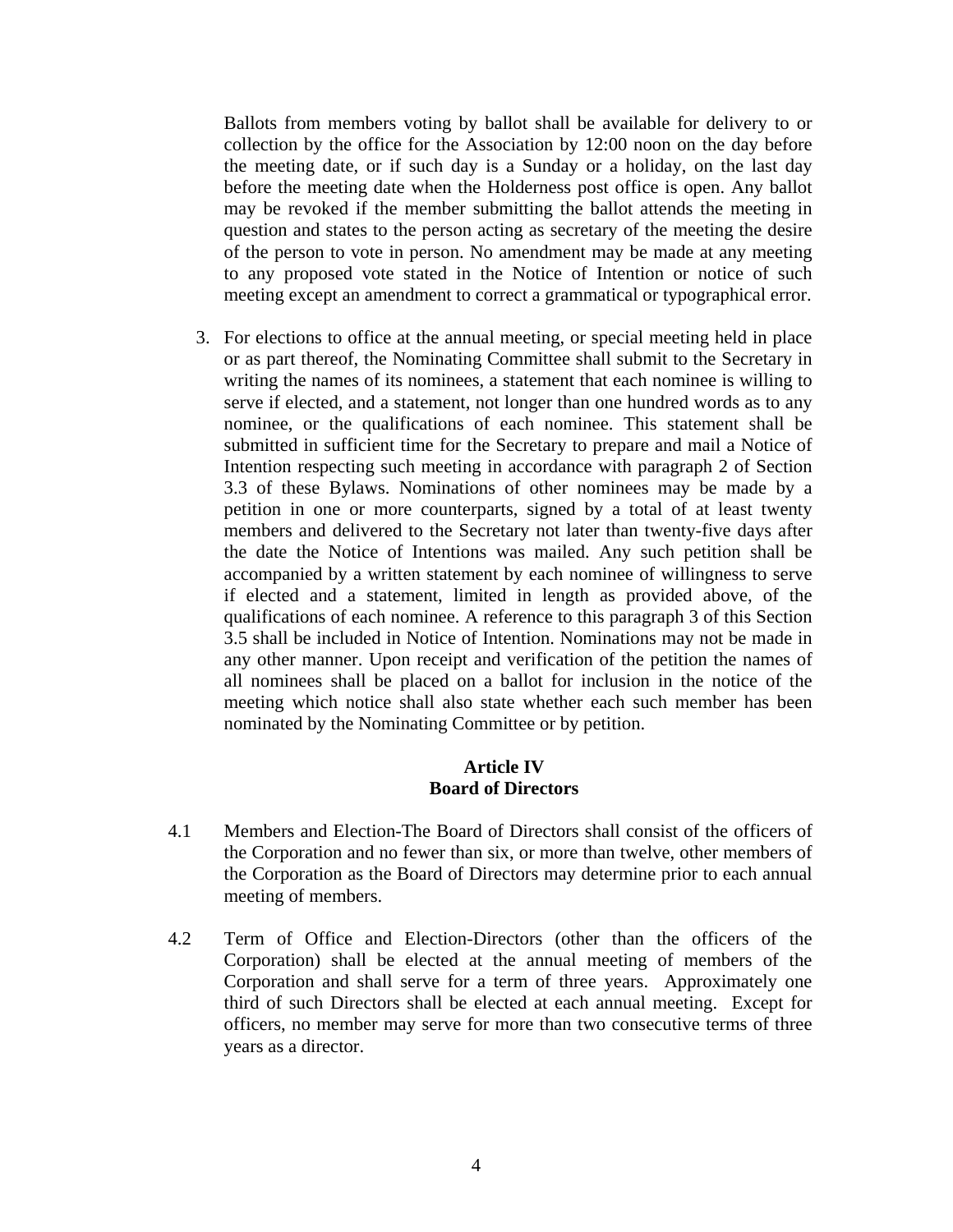Ballots from members voting by ballot shall be available for delivery to or collection by the office for the Association by 12:00 noon on the day before the meeting date, or if such day is a Sunday or a holiday, on the last day before the meeting date when the Holderness post office is open. Any ballot may be revoked if the member submitting the ballot attends the meeting in question and states to the person acting as secretary of the meeting the desire of the person to vote in person. No amendment may be made at any meeting to any proposed vote stated in the Notice of Intention or notice of such meeting except an amendment to correct a grammatical or typographical error.

3. For elections to office at the annual meeting, or special meeting held in place or as part thereof, the Nominating Committee shall submit to the Secretary in writing the names of its nominees, a statement that each nominee is willing to serve if elected, and a statement, not longer than one hundred words as to any nominee, or the qualifications of each nominee. This statement shall be submitted in sufficient time for the Secretary to prepare and mail a Notice of Intention respecting such meeting in accordance with paragraph 2 of Section 3.3 of these Bylaws. Nominations of other nominees may be made by a petition in one or more counterparts, signed by a total of at least twenty members and delivered to the Secretary not later than twenty-five days after the date the Notice of Intentions was mailed. Any such petition shall be accompanied by a written statement by each nominee of willingness to serve if elected and a statement, limited in length as provided above, of the qualifications of each nominee. A reference to this paragraph 3 of this Section 3.5 shall be included in Notice of Intention. Nominations may not be made in any other manner. Upon receipt and verification of the petition the names of all nominees shall be placed on a ballot for inclusion in the notice of the meeting which notice shall also state whether each such member has been nominated by the Nominating Committee or by petition.

## Article IV
## Board of Directors

4.1 Members and Election-The Board of Directors shall consist of the officers of the Corporation and no fewer than six, or more than twelve, other members of the Corporation as the Board of Directors may determine prior to each annual meeting of members.

4.2 Term of Office and Election-Directors (other than the officers of the Corporation) shall be elected at the annual meeting of members of the Corporation and shall serve for a term of three years. Approximately one third of such Directors shall be elected at each annual meeting. Except for officers, no member may serve for more than two consecutive terms of three years as a director.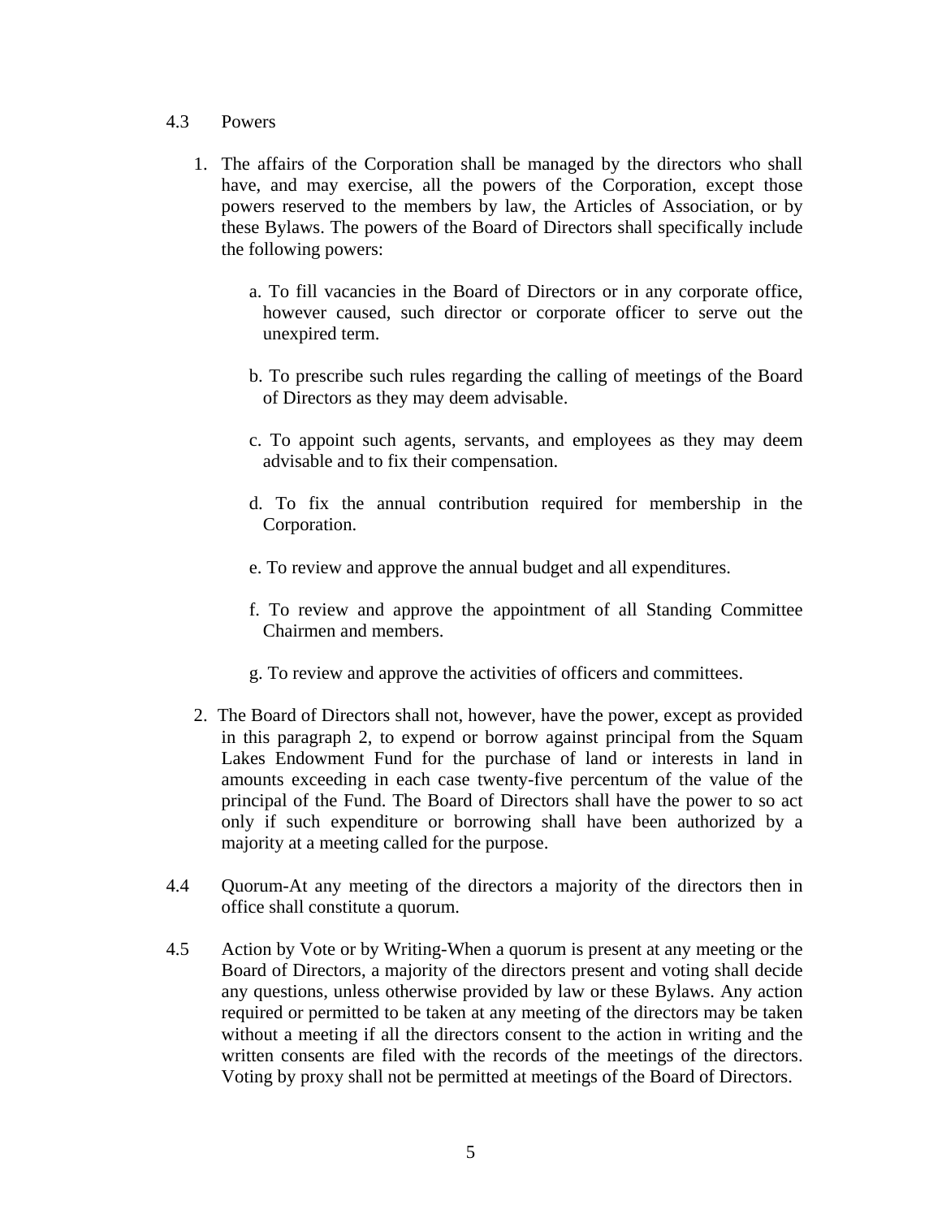4.3 Powers

1. The affairs of the Corporation shall be managed by the directors who shall have, and may exercise, all the powers of the Corporation, except those powers reserved to the members by law, the Articles of Association, or by these Bylaws. The powers of the Board of Directors shall specifically include the following powers:

   a. To fill vacancies in the Board of Directors or in any corporate office, however caused, such director or corporate officer to serve out the unexpired term.

   b. To prescribe such rules regarding the calling of meetings of the Board of Directors as they may deem advisable.

   c. To appoint such agents, servants, and employees as they may deem advisable and to fix their compensation.

   d. To fix the annual contribution required for membership in the Corporation.

   e. To review and approve the annual budget and all expenditures.

   f. To review and approve the appointment of all Standing Committee Chairmen and members.

   g. To review and approve the activities of officers and committees.

2. The Board of Directors shall not, however, have the power, except as provided in this paragraph 2, to expend or borrow against principal from the Squam Lakes Endowment Fund for the purchase of land or interests in land in amounts exceeding in each case twenty-five percentum of the value of the principal of the Fund. The Board of Directors shall have the power to so act only if such expenditure or borrowing shall have been authorized by a majority at a meeting called for the purpose.

4.4 Quorum-At any meeting of the directors a majority of the directors then in office shall constitute a quorum.

4.5 Action by Vote or by Writing-When a quorum is present at any meeting or the Board of Directors, a majority of the directors present and voting shall decide any questions, unless otherwise provided by law or these Bylaws. Any action required or permitted to be taken at any meeting of the directors may be taken without a meeting if all the directors consent to the action in writing and the written consents are filed with the records of the meetings of the directors. Voting by proxy shall not be permitted at meetings of the Board of Directors.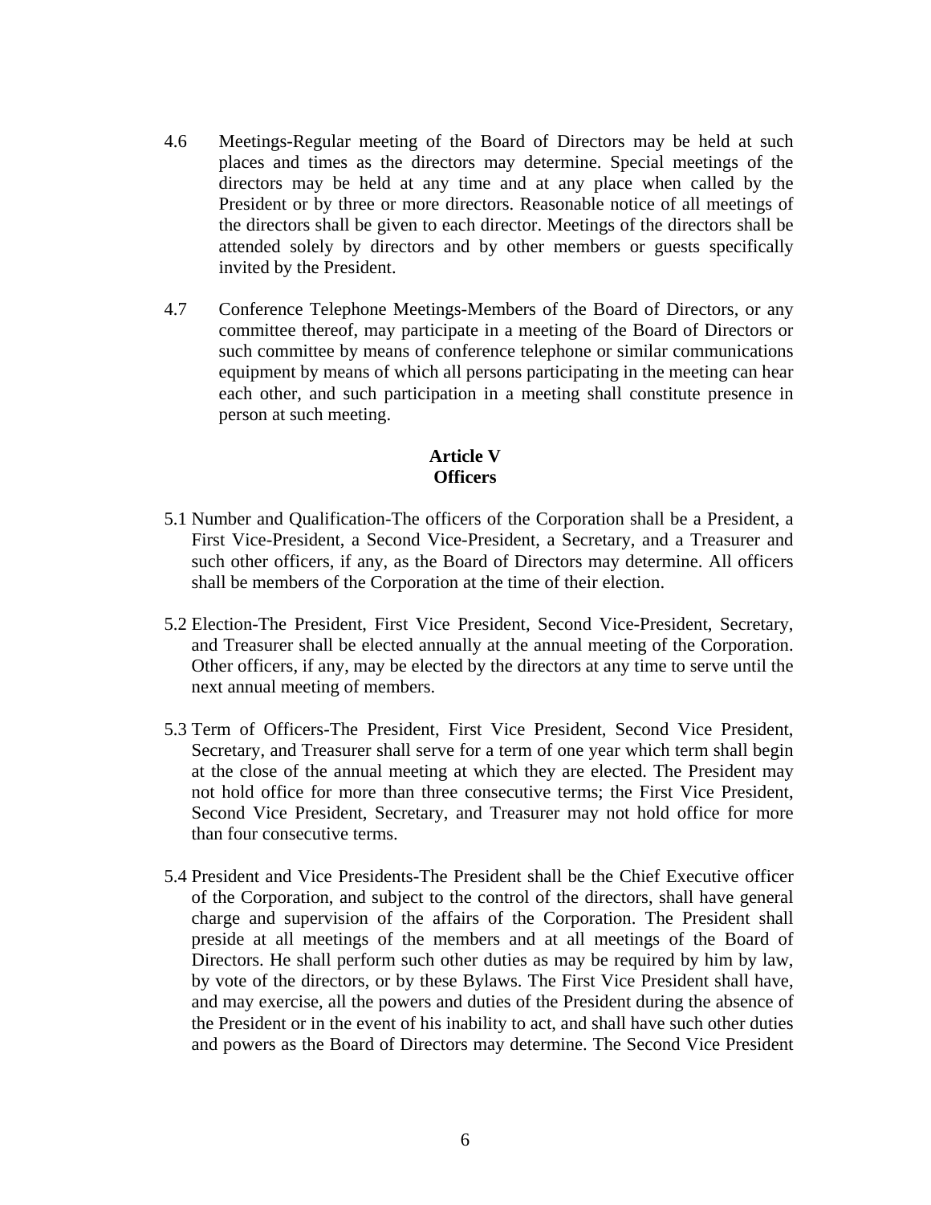4.6 Meetings-Regular meeting of the Board of Directors may be held at such places and times as the directors may determine. Special meetings of the directors may be held at any time and at any place when called by the President or by three or more directors. Reasonable notice of all meetings of the directors shall be given to each director. Meetings of the directors shall be attended solely by directors and by other members or guests specifically invited by the President.

4.7 Conference Telephone Meetings-Members of the Board of Directors, or any committee thereof, may participate in a meeting of the Board of Directors or such committee by means of conference telephone or similar communications equipment by means of which all persons participating in the meeting can hear each other, and such participation in a meeting shall constitute presence in person at such meeting.

## Article V
## Officers

5.1 Number and Qualification-The officers of the Corporation shall be a President, a First Vice-President, a Second Vice-President, a Secretary, and a Treasurer and such other officers, if any, as the Board of Directors may determine. All officers shall be members of the Corporation at the time of their election.

5.2 Election-The President, First Vice President, Second Vice-President, Secretary, and Treasurer shall be elected annually at the annual meeting of the Corporation. Other officers, if any, may be elected by the directors at any time to serve until the next annual meeting of members.

5.3 Term of Officers-The President, First Vice President, Second Vice President, Secretary, and Treasurer shall serve for a term of one year which term shall begin at the close of the annual meeting at which they are elected. The President may not hold office for more than three consecutive terms; the First Vice President, Second Vice President, Secretary, and Treasurer may not hold office for more than four consecutive terms.

5.4 President and Vice Presidents-The President shall be the Chief Executive officer of the Corporation, and subject to the control of the directors, shall have general charge and supervision of the affairs of the Corporation. The President shall preside at all meetings of the members and at all meetings of the Board of Directors. He shall perform such other duties as may be required by him by law, by vote of the directors, or by these Bylaws. The First Vice President shall have, and may exercise, all the powers and duties of the President during the absence of the President or in the event of his inability to act, and shall have such other duties and powers as the Board of Directors may determine. The Second Vice President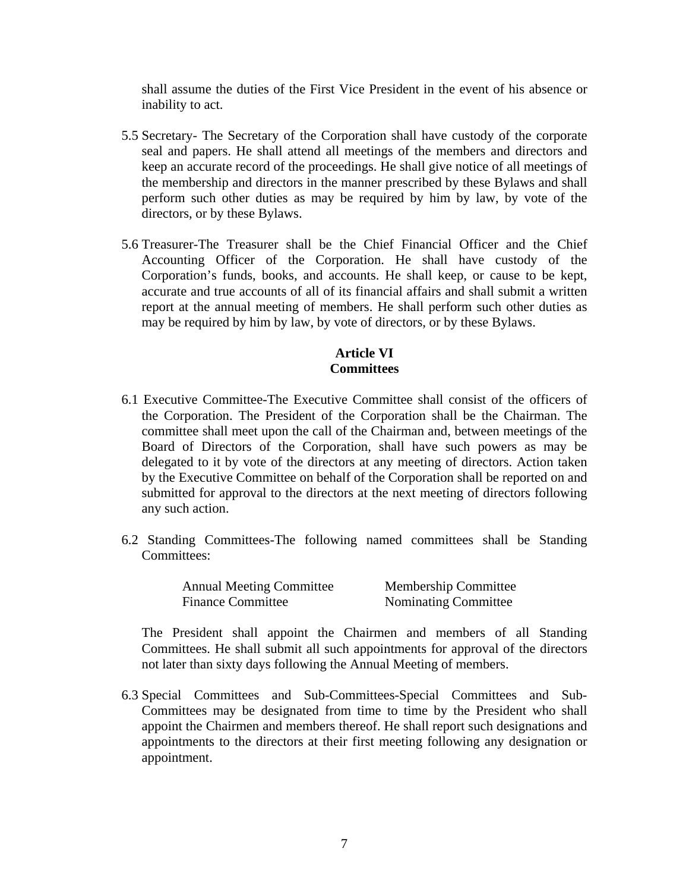shall assume the duties of the First Vice President in the event of his absence or inability to act.

5.5 Secretary- The Secretary of the Corporation shall have custody of the corporate seal and papers. He shall attend all meetings of the members and directors and keep an accurate record of the proceedings. He shall give notice of all meetings of the membership and directors in the manner prescribed by these Bylaws and shall perform such other duties as may be required by him by law, by vote of the directors, or by these Bylaws.

5.6 Treasurer-The Treasurer shall be the Chief Financial Officer and the Chief Accounting Officer of the Corporation. He shall have custody of the Corporation's funds, books, and accounts. He shall keep, or cause to be kept, accurate and true accounts of all of its financial affairs and shall submit a written report at the annual meeting of members. He shall perform such other duties as may be required by him by law, by vote of directors, or by these Bylaws.

## Article VI
## Committees

6.1 Executive Committee-The Executive Committee shall consist of the officers of the Corporation. The President of the Corporation shall be the Chairman. The committee shall meet upon the call of the Chairman and, between meetings of the Board of Directors of the Corporation, shall have such powers as may be delegated to it by vote of the directors at any meeting of directors. Action taken by the Executive Committee on behalf of the Corporation shall be reported on and submitted for approval to the directors at the next meeting of directors following any such action.

6.2 Standing Committees-The following named committees shall be Standing Committees:

- Annual Meeting Committee
- Finance Committee
- Membership Committee
- Nominating Committee

The President shall appoint the Chairmen and members of all Standing Committees. He shall submit all such appointments for approval of the directors not later than sixty days following the Annual Meeting of members.

6.3 Special Committees and Sub-Committees-Special Committees and Sub-Committees may be designated from time to time by the President who shall appoint the Chairmen and members thereof. He shall report such designations and appointments to the directors at their first meeting following any designation or appointment.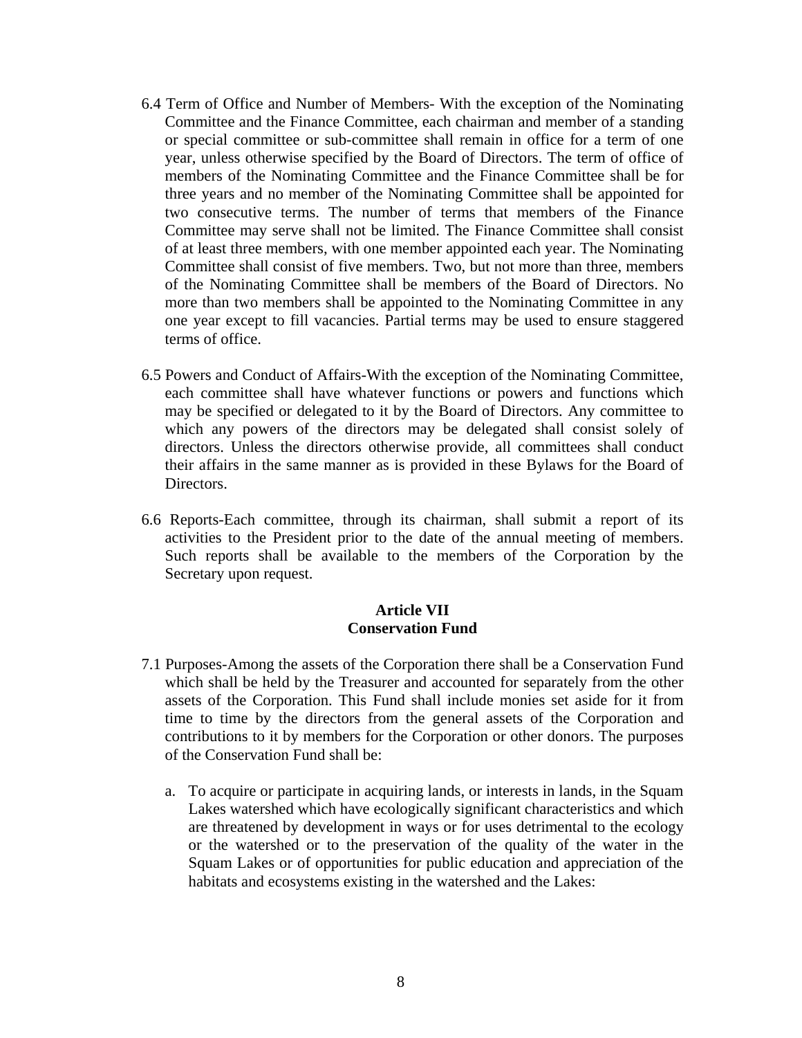6.4 Term of Office and Number of Members- With the exception of the Nominating Committee and the Finance Committee, each chairman and member of a standing or special committee or sub-committee shall remain in office for a term of one year, unless otherwise specified by the Board of Directors. The term of office of members of the Nominating Committee and the Finance Committee shall be for three years and no member of the Nominating Committee shall be appointed for two consecutive terms. The number of terms that members of the Finance Committee may serve shall not be limited. The Finance Committee shall consist of at least three members, with one member appointed each year. The Nominating Committee shall consist of five members. Two, but not more than three, members of the Nominating Committee shall be members of the Board of Directors. No more than two members shall be appointed to the Nominating Committee in any one year except to fill vacancies. Partial terms may be used to ensure staggered terms of office.

6.5 Powers and Conduct of Affairs-With the exception of the Nominating Committee, each committee shall have whatever functions or powers and functions which may be specified or delegated to it by the Board of Directors. Any committee to which any powers of the directors may be delegated shall consist solely of directors. Unless the directors otherwise provide, all committees shall conduct their affairs in the same manner as is provided in these Bylaws for the Board of Directors.

6.6 Reports-Each committee, through its chairman, shall submit a report of its activities to the President prior to the date of the annual meeting of members. Such reports shall be available to the members of the Corporation by the Secretary upon request.

## Article VII
## Conservation Fund

7.1 Purposes-Among the assets of the Corporation there shall be a Conservation Fund which shall be held by the Treasurer and accounted for separately from the other assets of the Corporation. This Fund shall include monies set aside for it from time to time by the directors from the general assets of the Corporation and contributions to it by members for the Corporation or other donors. The purposes of the Conservation Fund shall be:

a. To acquire or participate in acquiring lands, or interests in lands, in the Squam Lakes watershed which have ecologically significant characteristics and which are threatened by development in ways or for uses detrimental to the ecology or the watershed or to the preservation of the quality of the water in the Squam Lakes or of opportunities for public education and appreciation of the habitats and ecosystems existing in the watershed and the Lakes: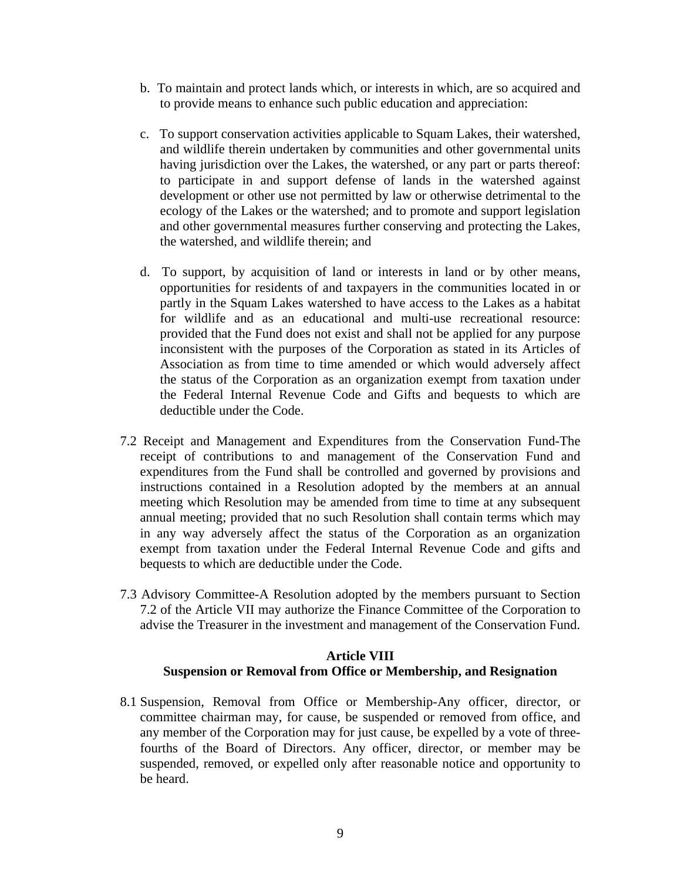b. To maintain and protect lands which, or interests in which, are so acquired and to provide means to enhance such public education and appreciation:

c. To support conservation activities applicable to Squam Lakes, their watershed, and wildlife therein undertaken by communities and other governmental units having jurisdiction over the Lakes, the watershed, or any part or parts thereof: to participate in and support defense of lands in the watershed against development or other use not permitted by law or otherwise detrimental to the ecology of the Lakes or the watershed; and to promote and support legislation and other governmental measures further conserving and protecting the Lakes, the watershed, and wildlife therein; and

d. To support, by acquisition of land or interests in land or by other means, opportunities for residents of and taxpayers in the communities located in or partly in the Squam Lakes watershed to have access to the Lakes as a habitat for wildlife and as an educational and multi-use recreational resource: provided that the Fund does not exist and shall not be applied for any purpose inconsistent with the purposes of the Corporation as stated in its Articles of Association as from time to time amended or which would adversely affect the status of the Corporation as an organization exempt from taxation under the Federal Internal Revenue Code and Gifts and bequests to which are deductible under the Code.

7.2 Receipt and Management and Expenditures from the Conservation Fund-The receipt of contributions to and management of the Conservation Fund and expenditures from the Fund shall be controlled and governed by provisions and instructions contained in a Resolution adopted by the members at an annual meeting which Resolution may be amended from time to time at any subsequent annual meeting; provided that no such Resolution shall contain terms which may in any way adversely affect the status of the Corporation as an organization exempt from taxation under the Federal Internal Revenue Code and gifts and bequests to which are deductible under the Code.

7.3 Advisory Committee-A Resolution adopted by the members pursuant to Section 7.2 of the Article VII may authorize the Finance Committee of the Corporation to advise the Treasurer in the investment and management of the Conservation Fund.

## Article VIII
## Suspension or Removal from Office or Membership, and Resignation

8.1 Suspension, Removal from Office or Membership-Any officer, director, or committee chairman may, for cause, be suspended or removed from office, and any member of the Corporation may for just cause, be expelled by a vote of three-fourths of the Board of Directors. Any officer, director, or member may be suspended, removed, or expelled only after reasonable notice and opportunity to be heard.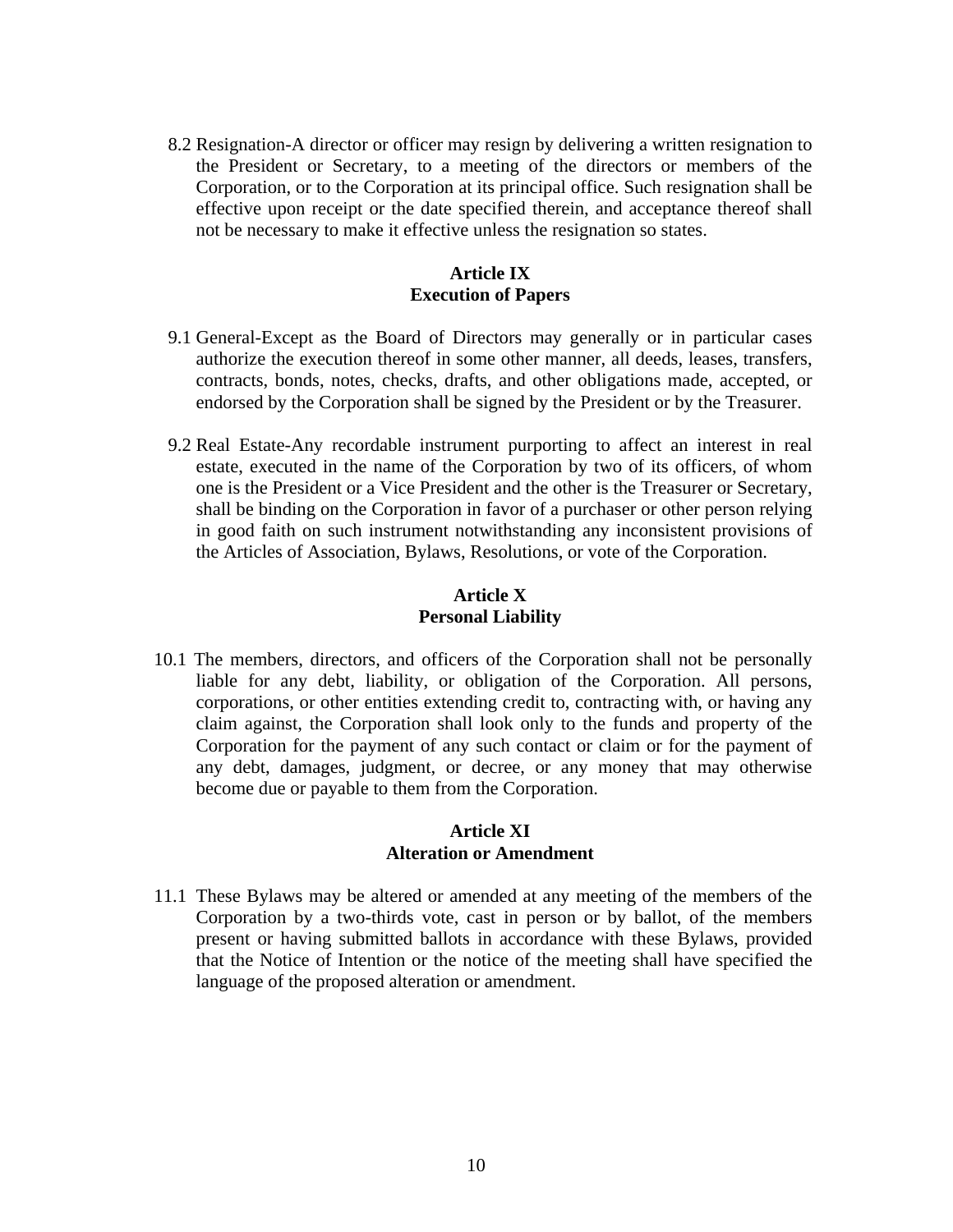8.2 Resignation-A director or officer may resign by delivering a written resignation to the President or Secretary, to a meeting of the directors or members of the Corporation, or to the Corporation at its principal office. Such resignation shall be effective upon receipt or the date specified therein, and acceptance thereof shall not be necessary to make it effective unless the resignation so states.

## Article IX
## Execution of Papers

9.1 General-Except as the Board of Directors may generally or in particular cases authorize the execution thereof in some other manner, all deeds, leases, transfers, contracts, bonds, notes, checks, drafts, and other obligations made, accepted, or endorsed by the Corporation shall be signed by the President or by the Treasurer.

9.2 Real Estate-Any recordable instrument purporting to affect an interest in real estate, executed in the name of the Corporation by two of its officers, of whom one is the President or a Vice President and the other is the Treasurer or Secretary, shall be binding on the Corporation in favor of a purchaser or other person relying in good faith on such instrument notwithstanding any inconsistent provisions of the Articles of Association, Bylaws, Resolutions, or vote of the Corporation.

## Article X
## Personal Liability

10.1 The members, directors, and officers of the Corporation shall not be personally liable for any debt, liability, or obligation of the Corporation. All persons, corporations, or other entities extending credit to, contracting with, or having any claim against, the Corporation shall look only to the funds and property of the Corporation for the payment of any such contact or claim or for the payment of any debt, damages, judgment, or decree, or any money that may otherwise become due or payable to them from the Corporation.

## Article XI
## Alteration or Amendment

11.1 These Bylaws may be altered or amended at any meeting of the members of the Corporation by a two-thirds vote, cast in person or by ballot, of the members present or having submitted ballots in accordance with these Bylaws, provided that the Notice of Intention or the notice of the meeting shall have specified the language of the proposed alteration or amendment.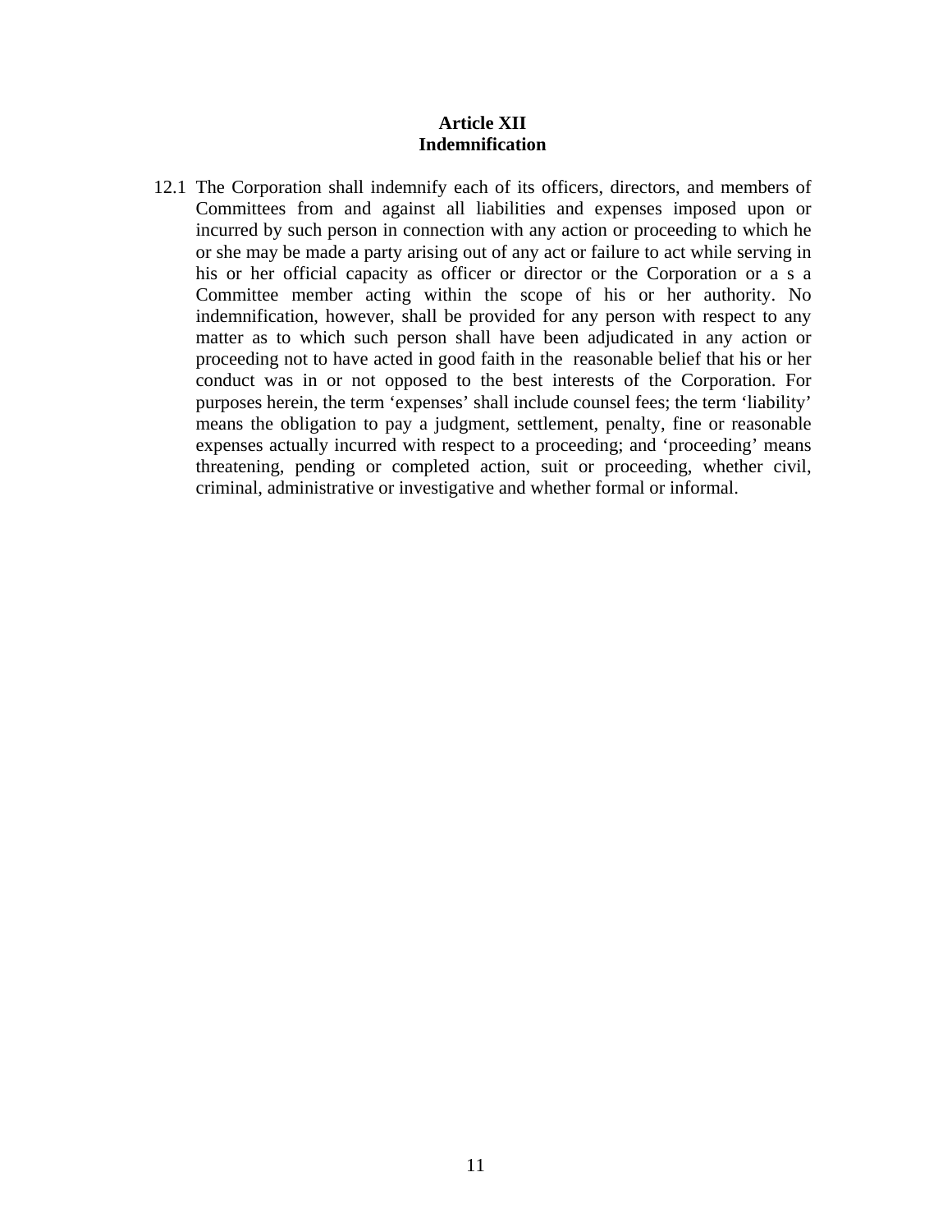## Article XII
## Indemnification

12.1 The Corporation shall indemnify each of its officers, directors, and members of Committees from and against all liabilities and expenses imposed upon or incurred by such person in connection with any action or proceeding to which he or she may be made a party arising out of any act or failure to act while serving in his or her official capacity as officer or director or the Corporation or a s a Committee member acting within the scope of his or her authority. No indemnification, however, shall be provided for any person with respect to any matter as to which such person shall have been adjudicated in any action or proceeding not to have acted in good faith in the reasonable belief that his or her conduct was in or not opposed to the best interests of the Corporation. For purposes herein, the term 'expenses' shall include counsel fees; the term 'liability' means the obligation to pay a judgment, settlement, penalty, fine or reasonable expenses actually incurred with respect to a proceeding; and 'proceeding' means threatening, pending or completed action, suit or proceeding, whether civil, criminal, administrative or investigative and whether formal or informal.